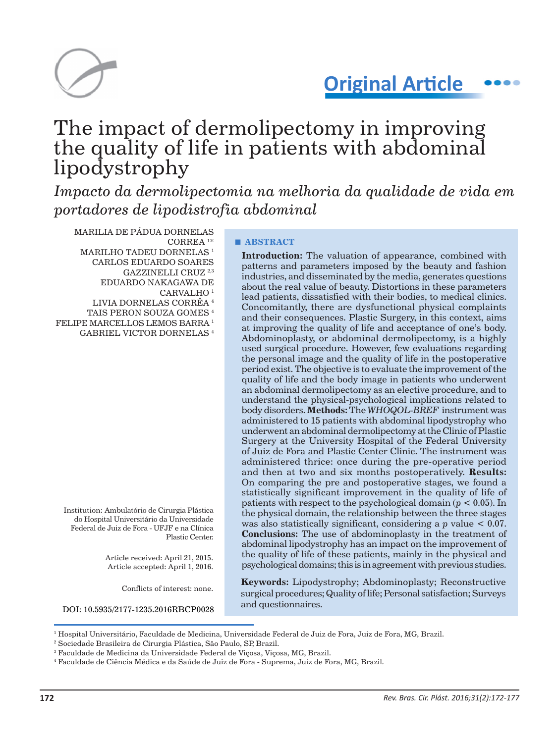Original Article

# The impact of dermolipectomy in improving the quality of life in patients with abdominal lipodystrophy

*Impacto da dermolipectomia na melhoria da qualidade de vida em portadores de lipodistrofia abdominal*

MARILIA DE PÁDUA DORNELAS CORREA [1*]
MARILHO TADEU DORNELAS [1]
CARLOS EDUARDO SOARES GAZZINELLI CRUZ [2,3]
EDUARDO NAKAGAWA DE CARVALHO [1]
LIVIA DORNELAS CORRÊA [4]
TAIS PERON SOUZA GOMES [4]
FELIPE MARCELLOS LEMOS BARRA [1]
GABRIEL VICTOR DORNELAS [4]

Institution: Ambulatório de Cirurgia Plástica do Hospital Universitário da Universidade Federal de Juiz de Fora - UFJF e na Clínica Plastic Center.

Article received: April 21, 2015.
Article accepted: April 1, 2016.

Conflicts of interest: none.

DOI: 10.5935/2177-1235.2016RBCP0028

## ■ ABSTRACT

**Introduction:** The valuation of appearance, combined with patterns and parameters imposed by the beauty and fashion industries, and disseminated by the media, generates questions about the real value of beauty. Distortions in these parameters lead patients, dissatisfied with their bodies, to medical clinics. Concomitantly, there are dysfunctional physical complaints and their consequences. Plastic Surgery, in this context, aims at improving the quality of life and acceptance of one's body. Abdominoplasty, or abdominal dermolipectomy, is a highly used surgical procedure. However, few evaluations regarding the personal image and the quality of life in the postoperative period exist. The objective is to evaluate the improvement of the quality of life and the body image in patients who underwent an abdominal dermolipectomy as an elective procedure, and to understand the physical-psychological implications related to body disorders. **Methods:** The *WHOQOL-BREF* instrument was administered to 15 patients with abdominal lipodystrophy who underwent an abdominal dermolipectomy at the Clinic of Plastic Surgery at the University Hospital of the Federal University of Juiz de Fora and Plastic Center Clinic. The instrument was administered thrice: once during the pre-operative period and then at two and six months postoperatively. **Results:** On comparing the pre and postoperative stages, we found a statistically significant improvement in the quality of life of patients with respect to the psychological domain ($p < 0.05$). In the physical domain, the relationship between the three stages was also statistically significant, considering a $p$ value $< 0.07$. **Conclusions:** The use of abdominoplasty in the treatment of abdominal lipodystrophy has an impact on the improvement of the quality of life of these patients, mainly in the physical and psychological domains; this is in agreement with previous studies.

**Keywords:** Lipodystrophy; Abdominoplasty; Reconstructive surgical procedures; Quality of life; Personal satisfaction; Surveys and questionnaires.

[1] Hospital Universitário, Faculdade de Medicina, Universidade Federal de Juiz de Fora, Juiz de Fora, MG, Brazil.
[2] Sociedade Brasileira de Cirurgia Plástica, São Paulo, SP, Brazil.
[3] Faculdade de Medicina da Universidade Federal de Viçosa, Viçosa, MG, Brazil.
[4] Faculdade de Ciência Médica e da Saúde de Juiz de Fora - Suprema, Juiz de Fora, MG, Brazil.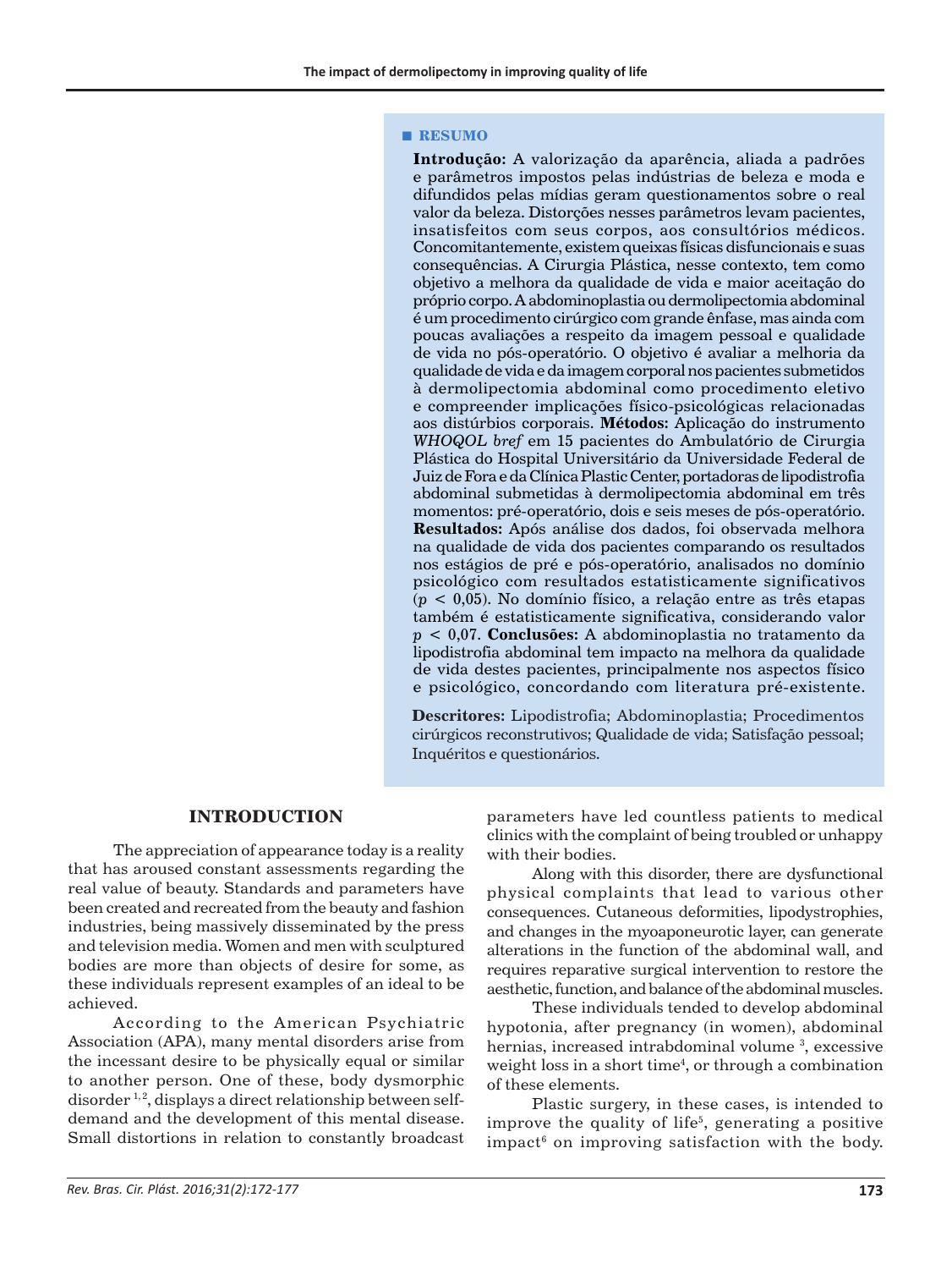## ■ RESUMO

**Introdução:** A valorização da aparência, aliada a padrões e parâmetros impostos pelas indústrias de beleza e moda e difundidos pelas mídias geram questionamentos sobre o real valor da beleza. Distorções nesses parâmetros levam pacientes, insatisfeitos com seus corpos, aos consultórios médicos. Concomitantemente, existem queixas físicas disfuncionais e suas consequências. A Cirurgia Plástica, nesse contexto, tem como objetivo a melhora da qualidade de vida e maior aceitação do próprio corpo. A abdominoplastia ou dermolipectomia abdominal é um procedimento cirúrgico com grande ênfase, mas ainda com poucas avaliações a respeito da imagem pessoal e qualidade de vida no pós-operatório. O objetivo é avaliar a melhoria da qualidade de vida e da imagem corporal nos pacientes submetidos à dermolipectomia abdominal como procedimento eletivo e compreender implicações físico-psicológicas relacionadas aos distúrbios corporais. **Métodos:** Aplicação do instrumento *WHOQOL bref* em 15 pacientes do Ambulatório de Cirurgia Plástica do Hospital Universitário da Universidade Federal de Juiz de Fora e da Clínica Plastic Center, portadoras de lipodistrofia abdominal submetidas à dermolipectomia abdominal em três momentos: pré-operatório, dois e seis meses de pós-operatório. **Resultados:** Após análise dos dados, foi observada melhora na qualidade de vida dos pacientes comparando os resultados nos estágios de pré e pós-operatório, analisados no domínio psicológico com resultados estatisticamente significativos ($p$ < 0,05). No domínio físico, a relação entre as três etapas também é estatisticamente significativa, considerando valor $p$ < 0,07. **Conclusões:** A abdominoplastia no tratamento da lipodistrofia abdominal tem impacto na melhora da qualidade de vida destes pacientes, principalmente nos aspectos físico e psicológico, concordando com literatura pré-existente.

**Descritores:** Lipodistrofia; Abdominoplastia; Procedimentos cirúrgicos reconstrutivos; Qualidade de vida; Satisfação pessoal; Inquéritos e questionários.

## INTRODUCTION

The appreciation of appearance today is a reality that has aroused constant assessments regarding the real value of beauty. Standards and parameters have been created and recreated from the beauty and fashion industries, being massively disseminated by the press and television media. Women and men with sculptured bodies are more than objects of desire for some, as these individuals represent examples of an ideal to be achieved.

According to the American Psychiatric Association (APA), many mental disorders arise from the incessant desire to be physically equal or similar to another person. One of these, body dysmorphic disorder [1,2], displays a direct relationship between self-demand and the development of this mental disease. Small distortions in relation to constantly broadcast parameters have led countless patients to medical clinics with the complaint of being troubled or unhappy with their bodies.

Along with this disorder, there are dysfunctional physical complaints that lead to various other consequences. Cutaneous deformities, lipodystrophies, and changes in the myoaponeurotic layer, can generate alterations in the function of the abdominal wall, and requires reparative surgical intervention to restore the aesthetic, function, and balance of the abdominal muscles.

These individuals tended to develop abdominal hypotonia, after pregnancy (in women), abdominal hernias, increased intrabdominal volume [3], excessive weight loss in a short time[4], or through a combination of these elements.

Plastic surgery, in these cases, is intended to improve the quality of life[5], generating a positive impact[6] on improving satisfaction with the body.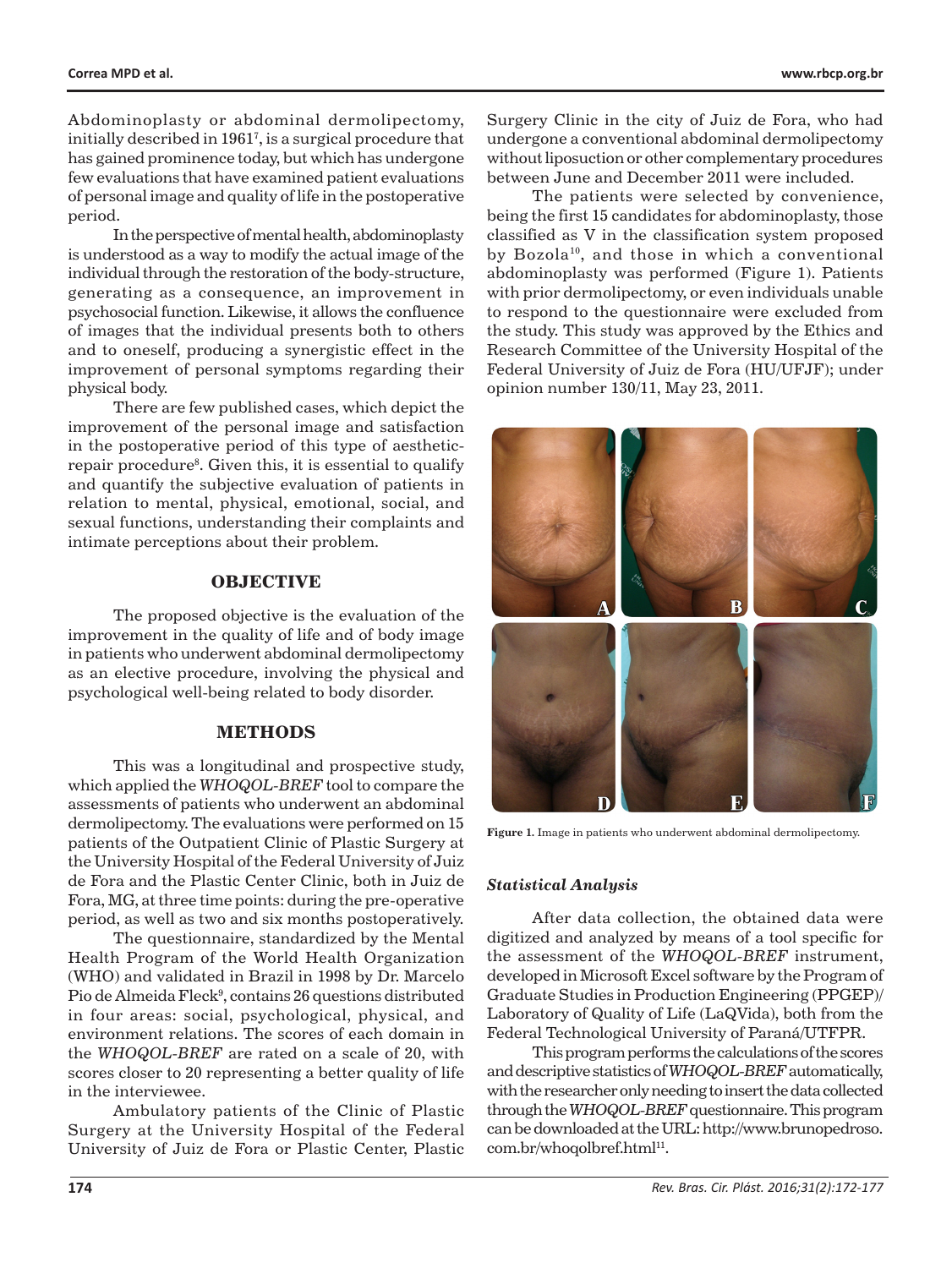Abdominoplasty or abdominal dermolipectomy, initially described in 1961[7], is a surgical procedure that has gained prominence today, but which has undergone few evaluations that have examined patient evaluations of personal image and quality of life in the postoperative period.

In the perspective of mental health, abdominoplasty is understood as a way to modify the actual image of the individual through the restoration of the body-structure, generating as a consequence, an improvement in psychosocial function. Likewise, it allows the confluence of images that the individual presents both to others and to oneself, producing a synergistic effect in the improvement of personal symptoms regarding their physical body.

There are few published cases, which depict the improvement of the personal image and satisfaction in the postoperative period of this type of aesthetic-repair procedure[8]. Given this, it is essential to qualify and quantify the subjective evaluation of patients in relation to mental, physical, emotional, social, and sexual functions, understanding their complaints and intimate perceptions about their problem.

## OBJECTIVE

The proposed objective is the evaluation of the improvement in the quality of life and of body image in patients who underwent abdominal dermolipectomy as an elective procedure, involving the physical and psychological well-being related to body disorder.

## METHODS

This was a longitudinal and prospective study, which applied the *WHOQOL-BREF* tool to compare the assessments of patients who underwent an abdominal dermolipectomy. The evaluations were performed on 15 patients of the Outpatient Clinic of Plastic Surgery at the University Hospital of the Federal University of Juiz de Fora and the Plastic Center Clinic, both in Juiz de Fora, MG, at three time points: during the pre-operative period, as well as two and six months postoperatively.

The questionnaire, standardized by the Mental Health Program of the World Health Organization (WHO) and validated in Brazil in 1998 by Dr. Marcelo Pio de Almeida Fleck[9], contains 26 questions distributed in four areas: social, psychological, physical, and environment relations. The scores of each domain in the *WHOQOL-BREF* are rated on a scale of 20, with scores closer to 20 representing a better quality of life in the interviewee.

Ambulatory patients of the Clinic of Plastic Surgery at the University Hospital of the Federal University of Juiz de Fora or Plastic Center, Plastic Surgery Clinic in the city of Juiz de Fora, who had undergone a conventional abdominal dermolipectomy without liposuction or other complementary procedures between June and December 2011 were included.

The patients were selected by convenience, being the first 15 candidates for abdominoplasty, those classified as V in the classification system proposed by Bozola[10], and those in which a conventional abdominoplasty was performed (Figure 1). Patients with prior dermolipectomy, or even individuals unable to respond to the questionnaire were excluded from the study. This study was approved by the Ethics and Research Committee of the University Hospital of the Federal University of Juiz de Fora (HU/UFJF); under opinion number 130/11, May 23, 2011.

**Figure 1.** Image in patients who underwent abdominal dermolipectomy.

### *Statistical Analysis*

After data collection, the obtained data were digitized and analyzed by means of a tool specific for the assessment of the *WHOQOL-BREF* instrument, developed in Microsoft Excel software by the Program of Graduate Studies in Production Engineering (PPGEP)/ Laboratory of Quality of Life (LaQVida), both from the Federal Technological University of Paraná/UTFPR.

This program performs the calculations of the scores and descriptive statistics of *WHOQOL-BREF* automatically, with the researcher only needing to insert the data collected through the *WHOQOL-BREF* questionnaire. This program can be downloaded at the URL: http://www.brunopedroso.com.br/whoqolbref.html[11].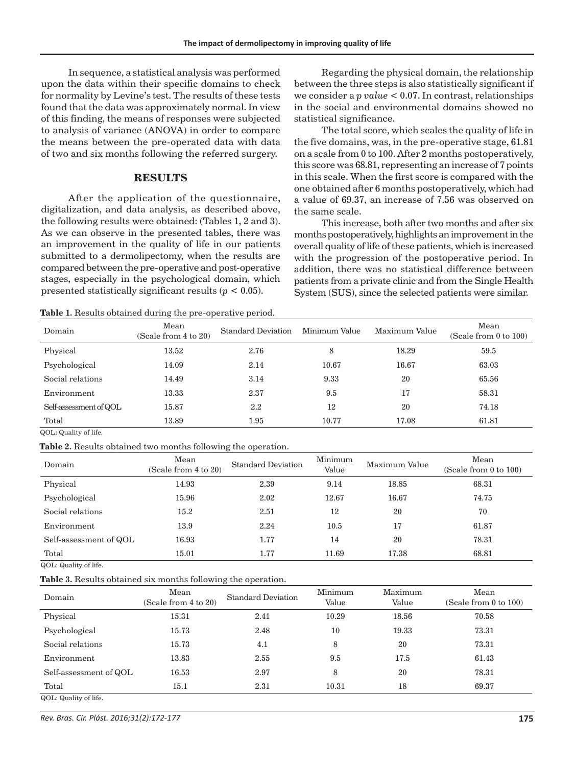In sequence, a statistical analysis was performed upon the data within their specific domains to check for normality by Levine's test. The results of these tests found that the data was approximately normal. In view of this finding, the means of responses were subjected to analysis of variance (ANOVA) in order to compare the means between the pre-operated data with data of two and six months following the referred surgery.

## RESULTS

After the application of the questionnaire, digitalization, and data analysis, as described above, the following results were obtained: (Tables 1, 2 and 3). As we can observe in the presented tables, there was an improvement in the quality of life in our patients submitted to a dermolipectomy, when the results are compared between the pre-operative and post-operative stages, especially in the psychological domain, which presented statistically significant results ($p < 0.05$).

Regarding the physical domain, the relationship between the three steps is also statistically significant if we consider a *p value* $< 0.07$. In contrast, relationships in the social and environmental domains showed no statistical significance.

The total score, which scales the quality of life in the five domains, was, in the pre-operative stage, 61.81 on a scale from 0 to 100. After 2 months postoperatively, this score was 68.81, representing an increase of 7 points in this scale. When the first score is compared with the one obtained after 6 months postoperatively, which had a value of 69.37, an increase of 7.56 was observed on the same scale.

This increase, both after two months and after six months postoperatively, highlights an improvement in the overall quality of life of these patients, which is increased with the progression of the postoperative period. In addition, there was no statistical difference between patients from a private clinic and from the Single Health System (SUS), since the selected patients were similar.

**Table 1.** Results obtained during the pre-operative period.

| Domain | Mean (Scale from 4 to 20) | Standard Deviation | Minimum Value | Maximum Value | Mean (Scale from 0 to 100) |
|---|---|---|---|---|---|
| Physical | 13.52 | 2.76 | 8 | 18.29 | 59.5 |
| Psychological | 14.09 | 2.14 | 10.67 | 16.67 | 63.03 |
| Social relations | 14.49 | 3.14 | 9.33 | 20 | 65.56 |
| Environment | 13.33 | 2.37 | 9.5 | 17 | 58.31 |
| Self-assessment of QOL | 15.87 | 2.2 | 12 | 20 | 74.18 |
| Total | 13.89 | 1.95 | 10.77 | 17.08 | 61.81 |

QOL: Quality of life.

**Table 2.** Results obtained two months following the operation.

| Domain | Mean (Scale from 4 to 20) | Standard Deviation | Minimum Value | Maximum Value | Mean (Scale from 0 to 100) |
|---|---|---|---|---|---|
| Physical | 14.93 | 2.39 | 9.14 | 18.85 | 68.31 |
| Psychological | 15.96 | 2.02 | 12.67 | 16.67 | 74.75 |
| Social relations | 15.2 | 2.51 | 12 | 20 | 70 |
| Environment | 13.9 | 2.24 | 10.5 | 17 | 61.87 |
| Self-assessment of QOL | 16.93 | 1.77 | 14 | 20 | 78.31 |
| Total | 15.01 | 1.77 | 11.69 | 17.38 | 68.81 |

QOL: Quality of life.

**Table 3.** Results obtained six months following the operation.

| Domain | Mean (Scale from 4 to 20) | Standard Deviation | Minimum Value | Maximum Value | Mean (Scale from 0 to 100) |
|---|---|---|---|---|---|
| Physical | 15.31 | 2.41 | 10.29 | 18.56 | 70.58 |
| Psychological | 15.73 | 2.48 | 10 | 19.33 | 73.31 |
| Social relations | 15.73 | 4.1 | 8 | 20 | 73.31 |
| Environment | 13.83 | 2.55 | 9.5 | 17.5 | 61.43 |
| Self-assessment of QOL | 16.53 | 2.97 | 8 | 20 | 78.31 |
| Total | 15.1 | 2.31 | 10.31 | 18 | 69.37 |

QOL: Quality of life.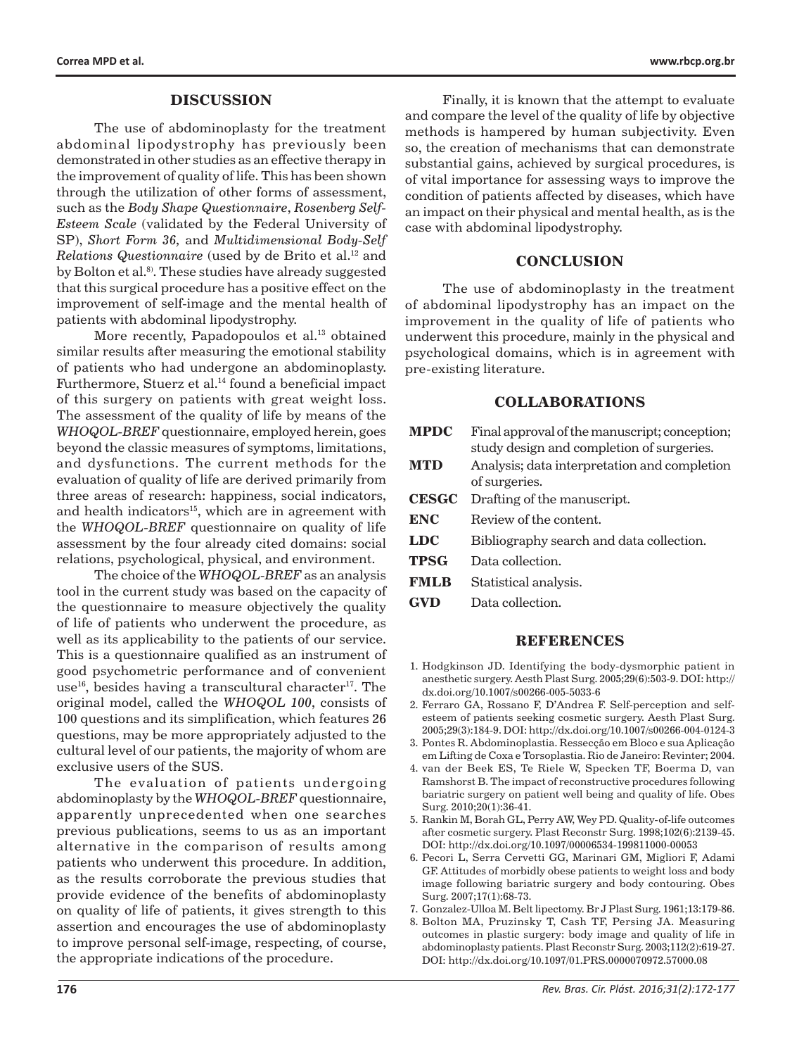## DISCUSSION

The use of abdominoplasty for the treatment abdominal lipodystrophy has previously been demonstrated in other studies as an effective therapy in the improvement of quality of life. This has been shown through the utilization of other forms of assessment, such as the *Body Shape Questionnaire*, *Rosenberg Self-Esteem Scale* (validated by the Federal University of SP), *Short Form 36*, and *Multidimensional Body-Self Relations Questionnaire* (used by de Brito et al.[12] and by Bolton et al.[8]). These studies have already suggested that this surgical procedure has a positive effect on the improvement of self-image and the mental health of patients with abdominal lipodystrophy.

More recently, Papadopoulos et al.[13] obtained similar results after measuring the emotional stability of patients who had undergone an abdominoplasty. Furthermore, Stuerz et al.[14] found a beneficial impact of this surgery on patients with great weight loss. The assessment of the quality of life by means of the *WHOQOL-BREF* questionnaire, employed herein, goes beyond the classic measures of symptoms, limitations, and dysfunctions. The current methods for the evaluation of quality of life are derived primarily from three areas of research: happiness, social indicators, and health indicators[15], which are in agreement with the *WHOQOL-BREF* questionnaire on quality of life assessment by the four already cited domains: social relations, psychological, physical, and environment.

The choice of the *WHOQOL-BREF* as an analysis tool in the current study was based on the capacity of the questionnaire to measure objectively the quality of life of patients who underwent the procedure, as well as its applicability to the patients of our service. This is a questionnaire qualified as an instrument of good psychometric performance and of convenient use[16], besides having a transcultural character[17]. The original model, called the *WHOQOL 100*, consists of 100 questions and its simplification, which features 26 questions, may be more appropriately adjusted to the cultural level of our patients, the majority of whom are exclusive users of the SUS.

The evaluation of patients undergoing abdominoplasty by the *WHOQOL-BREF* questionnaire, apparently unprecedented when one searches previous publications, seems to us as an important alternative in the comparison of results among patients who underwent this procedure. In addition, as the results corroborate the previous studies that provide evidence of the benefits of abdominoplasty on quality of life of patients, it gives strength to this assertion and encourages the use of abdominoplasty to improve personal self-image, respecting, of course, the appropriate indications of the procedure.

Finally, it is known that the attempt to evaluate and compare the level of the quality of life by objective methods is hampered by human subjectivity. Even so, the creation of mechanisms that can demonstrate substantial gains, achieved by surgical procedures, is of vital importance for assessing ways to improve the condition of patients affected by diseases, which have an impact on their physical and mental health, as is the case with abdominal lipodystrophy.

## CONCLUSION

The use of abdominoplasty in the treatment of abdominal lipodystrophy has an impact on the improvement in the quality of life of patients who underwent this procedure, mainly in the physical and psychological domains, which is in agreement with pre-existing literature.

## COLLABORATIONS

| | |
|---|---|
| **MPDC** | Final approval of the manuscript; conception; study design and completion of surgeries. |
| **MTD** | Analysis; data interpretation and completion of surgeries. |
| **CESGC** | Drafting of the manuscript. |
| **ENC** | Review of the content. |
| **LDC** | Bibliography search and data collection. |
| **TPSG** | Data collection. |
| **FMLB** | Statistical analysis. |
| **GVD** | Data collection. |

## REFERENCES

1. Hodgkinson JD. Identifying the body-dysmorphic patient in anesthetic surgery. Aesth Plast Surg. 2005;29(6):503-9. DOI: http://dx.doi.org/10.1007/s00266-005-5033-6
2. Ferraro GA, Rossano F, D'Andrea F. Self-perception and self-esteem of patients seeking cosmetic surgery. Aesth Plast Surg. 2005;29(3):184-9. DOI: http://dx.doi.org/10.1007/s00266-004-0124-3
3. Pontes R. Abdominoplastia. Ressecção em Bloco e sua Aplicação em Lifting de Coxa e Torsoplastia. Rio de Janeiro: Revinter; 2004.
4. van der Beek ES, Te Riele W, Specken TF, Boerma D, van Ramshorst B. The impact of reconstructive procedures following bariatric surgery on patient well being and quality of life. Obes Surg. 2010;20(1):36-41.
5. Rankin M, Borah GL, Perry AW, Wey PD. Quality-of-life outcomes after cosmetic surgery. Plast Reconstr Surg. 1998;102(6):2139-45. DOI: http://dx.doi.org/10.1097/00006534-199811000-00053
6. Pecori L, Serra Cervetti GG, Marinari GM, Migliori F, Adami GF. Attitudes of morbidly obese patients to weight loss and body image following bariatric surgery and body contouring. Obes Surg. 2007;17(1):68-73.
7. Gonzalez-Ulloa M. Belt lipectomy. Br J Plast Surg. 1961;13:179-86.
8. Bolton MA, Pruzinsky T, Cash TF, Persing JA. Measuring outcomes in plastic surgery: body image and quality of life in abdominoplasty patients. Plast Reconstr Surg. 2003;112(2):619-27. DOI: http://dx.doi.org/10.1097/01.PRS.0000070972.57000.08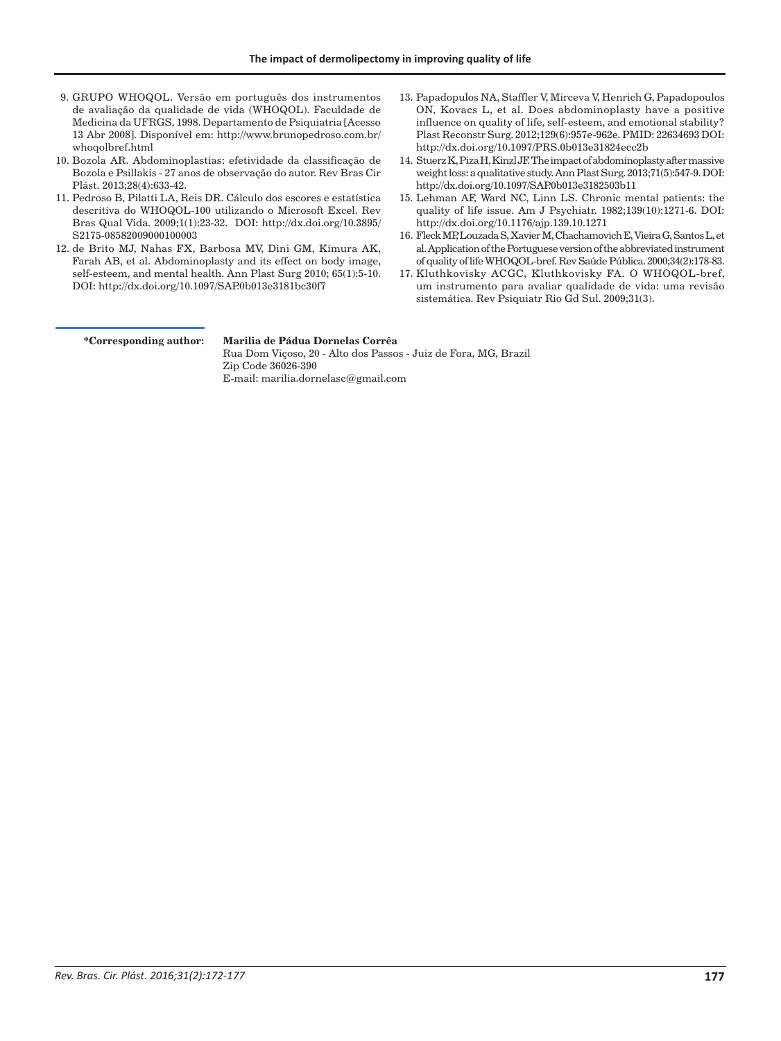9. GRUPO WHOQOL. Versão em português dos instrumentos de avaliação da qualidade de vida (WHOQOL). Faculdade de Medicina da UFRGS, 1998. Departamento de Psiquiatria [Acesso 13 Abr 2008]. Disponível em: http://www.brunopedroso.com.br/whoqolbref.html
10. Bozola AR. Abdominoplastias: efetividade da classificação de Bozola e Psillakis - 27 anos de observação do autor. Rev Bras Cir Plást. 2013;28(4):633-42.
11. Pedroso B, Pilatti LA, Reis DR. Cálculo dos escores e estatística descritiva do WHOQOL-100 utilizando o Microsoft Excel. Rev Bras Qual Vida. 2009;1(1):23-32. DOI: http://dx.doi.org/10.3895/S2175-08582009000100003
12. de Brito MJ, Nahas FX, Barbosa MV, Dini GM, Kimura AK, Farah AB, et al. Abdominoplasty and its effect on body image, self-esteem, and mental health. Ann Plast Surg 2010; 65(1):5-10. DOI: http://dx.doi.org/10.1097/SAP.0b013e3181bc30f7
13. Papadopulos NA, Staffler V, Mirceva V, Henrich G, Papadopoulos ON, Kovacs L, et al. Does abdominoplasty have a positive influence on quality of life, self-esteem, and emotional stability? Plast Reconstr Surg. 2012;129(6):957e-962e. PMID: 22634693 DOI: http://dx.doi.org/10.1097/PRS.0b013e31824ecc2b
14. Stuerz K, Piza H, Kinzl JF. The impact of abdominoplasty after massive weight loss: a qualitative study. Ann Plast Surg. 2013;71(5):547-9. DOI: http://dx.doi.org/10.1097/SAP.0b013e3182503b11
15. Lehman AF, Ward NC, Linn LS. Chronic mental patients: the quality of life issue. Am J Psychiatr. 1982;139(10):1271-6. DOI: http://dx.doi.org/10.1176/ajp.139.10.1271
16. Fleck MP, Louzada S, Xavier M, Chachamovich E, Vieira G, Santos L, et al. Application of the Portuguese version of the abbreviated instrument of quality of life WHOQOL-bref. Rev Saúde Pública. 2000;34(2):178-83.
17. Kluthkovisky ACGC, Kluthkovisky FA. O WHOQOL-bref, um instrumento para avaliar qualidade de vida: uma revisão sistemática. Rev Psiquiatr Rio Gd Sul. 2009;31(3).

**\*Corresponding author:** **Marilia de Pádua Dornelas Corrêa**
Rua Dom Viçoso, 20 - Alto dos Passos - Juiz de Fora, MG, Brazil
Zip Code 36026-390
E-mail: marilia.dornelasc@gmail.com